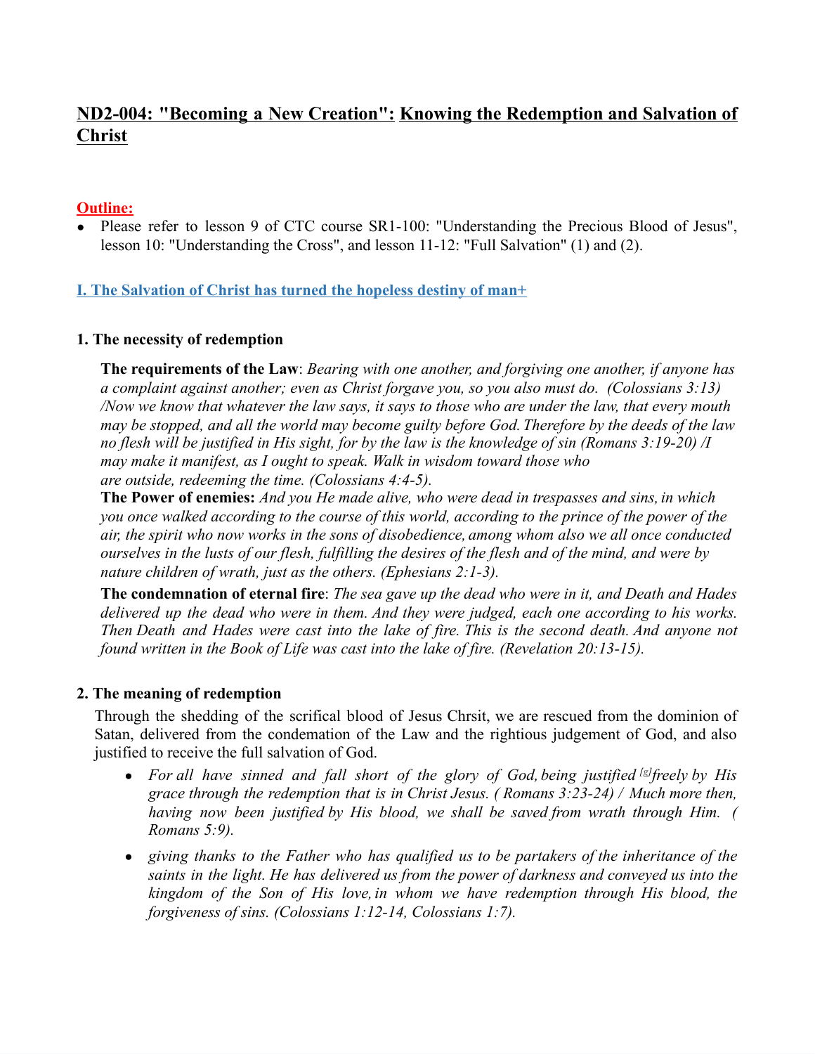# ND2-004: "Becoming a New Creation": Knowing the Redemption and Salvation of Christ

**Outline:**

- Please refer to lesson 9 of CTC course SR1-100: "Understanding the Precious Blood of Jesus", lesson 10: "Understanding the Cross", and lesson 11-12: "Full Salvation" (1) and (2).

## I. The Salvation of Christ has turned the hopeless destiny of man+

### 1. The necessity of redemption

**The requirements of the Law**: *Bearing with one another, and forgiving one another, if anyone has a complaint against another; even as Christ forgave you, so you also must do. (Colossians 3:13) /Now we know that whatever the law says, it says to those who are under the law, that every mouth may be stopped, and all the world may become guilty before God. Therefore by the deeds of the law no flesh will be justified in His sight, for by the law is the knowledge of sin (Romans 3:19-20) /I may make it manifest, as I ought to speak. Walk in wisdom toward those who are outside, redeeming the time. (Colossians 4:4-5).*

**The Power of enemies:** *And you He made alive, who were dead in trespasses and sins, in which you once walked according to the course of this world, according to the prince of the power of the air, the spirit who now works in the sons of disobedience, among whom also we all once conducted ourselves in the lusts of our flesh, fulfilling the desires of the flesh and of the mind, and were by nature children of wrath, just as the others. (Ephesians 2:1-3).*

**The condemnation of eternal fire**: *The sea gave up the dead who were in it, and Death and Hades delivered up the dead who were in them. And they were judged, each one according to his works. Then Death and Hades were cast into the lake of fire. This is the second death. And anyone not found written in the Book of Life was cast into the lake of fire. (Revelation 20:13-15).*

### 2. The meaning of redemption

Through the shedding of the scrifical blood of Jesus Chrsit, we are rescued from the dominion of Satan, delivered from the condemation of the Law and the rightious judgement of God, and also justified to receive the full salvation of God.

- *For all have sinned and fall short of the glory of God, being justified [g] freely by His grace through the redemption that is in Christ Jesus. ( Romans 3:23-24) / Much more then, having now been justified by His blood, we shall be saved from wrath through Him. ( Romans 5:9).*
- *giving thanks to the Father who has qualified us to be partakers of the inheritance of the saints in the light. He has delivered us from the power of darkness and conveyed us into the kingdom of the Son of His love, in whom we have redemption through His blood, the forgiveness of sins. (Colossians 1:12-14, Colossians 1:7).*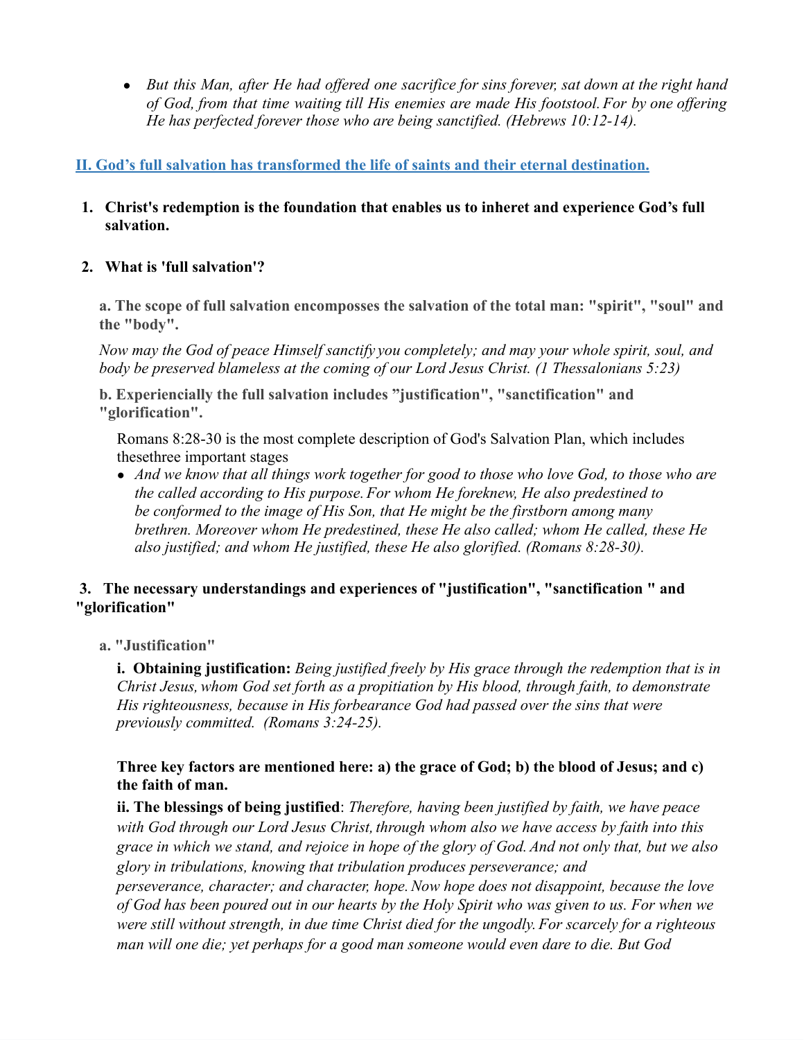- *But this Man, after He had offered one sacrifice for sins forever, sat down at the right hand of God, from that time waiting till His enemies are made His footstool. For by one offering He has perfected forever those who are being sanctified. (Hebrews 10:12-14).*

## II. God's full salvation has transformed the life of saints and their eternal destination.

**1. Christ's redemption is the foundation that enables us to inheret and experience God's full salvation.**

**2. What is 'full salvation'?**

**a. The scope of full salvation encomposses the salvation of the total man: "spirit", "soul" and the "body".**

*Now may the God of peace Himself sanctify you completely; and may your whole spirit, soul, and body be preserved blameless at the coming of our Lord Jesus Christ. (1 Thessalonians 5:23)*

**b. Experiencially the full salvation includes "justification", "sanctification" and "glorification".**

Romans 8:28-30 is the most complete description of God's Salvation Plan, which includes thesethree important stages

- *And we know that all things work together for good to those who love God, to those who are the called according to His purpose. For whom He foreknew, He also predestined to be conformed to the image of His Son, that He might be the firstborn among many brethren. Moreover whom He predestined, these He also called; whom He called, these He also justified; and whom He justified, these He also glorified. (Romans 8:28-30).*

**3. The necessary understandings and experiences of "justification", "sanctification " and "glorification"**

**a. "Justification"**

**i. Obtaining justification:** *Being justified freely by His grace through the redemption that is in Christ Jesus, whom God set forth as a propitiation by His blood, through faith, to demonstrate His righteousness, because in His forbearance God had passed over the sins that were previously committed. (Romans 3:24-25).*

**Three key factors are mentioned here: a) the grace of God; b) the blood of Jesus; and c) the faith of man.**

**ii. The blessings of being justified**: *Therefore, having been justified by faith, we have peace with God through our Lord Jesus Christ, through whom also we have access by faith into this grace in which we stand, and rejoice in hope of the glory of God. And not only that, but we also glory in tribulations, knowing that tribulation produces perseverance; and perseverance, character; and character, hope. Now hope does not disappoint, because the love of God has been poured out in our hearts by the Holy Spirit who was given to us. For when we were still without strength, in due time Christ died for the ungodly. For scarcely for a righteous man will one die; yet perhaps for a good man someone would even dare to die. But God*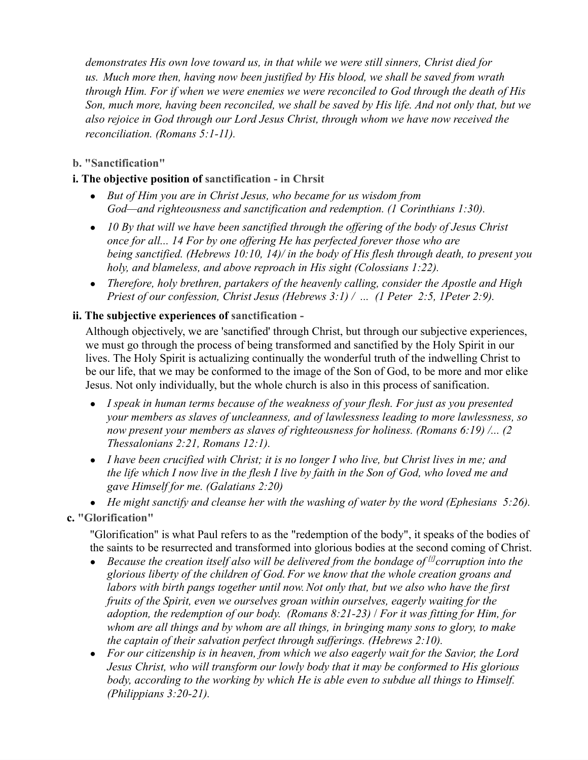*demonstrates His own love toward us, in that while we were still sinners, Christ died for us. Much more then, having now been justified by His blood, we shall be saved from wrath through Him. For if when we were enemies we were reconciled to God through the death of His Son, much more, having been reconciled, we shall be saved by His life. And not only that, but we also rejoice in God through our Lord Jesus Christ, through whom we have now received the reconciliation. (Romans 5:1-11).*

**b. "Sanctification"**

**i. The objective position of sanctification - in Chrsit**

- *But of Him you are in Christ Jesus, who became for us wisdom from God—and righteousness and sanctification and redemption. (1 Corinthians 1:30).*
- *10 By that will we have been sanctified through the offering of the body of Jesus Christ once for all... 14 For by one offering He has perfected forever those who are being sanctified. (Hebrews 10:10, 14)/ in the body of His flesh through death, to present you holy, and blameless, and above reproach in His sight (Colossians 1:22).*
- *Therefore, holy brethren, partakers of the heavenly calling, consider the Apostle and High Priest of our confession, Christ Jesus (Hebrews 3:1) / … (1 Peter 2:5, 1Peter 2:9).*

**ii. The subjective experiences of sanctification -**

Although objectively, we are 'sanctified' through Christ, but through our subjective experiences, we must go through the process of being transformed and sanctified by the Holy Spirit in our lives. The Holy Spirit is actualizing continually the wonderful truth of the indwelling Christ to be our life, that we may be conformed to the image of the Son of God, to be more and mor elike Jesus. Not only individually, but the whole church is also in this process of sanification.

- *I speak in human terms because of the weakness of your flesh. For just as you presented your members as slaves of uncleanness, and of lawlessness leading to more lawlessness, so now present your members as slaves of righteousness for holiness. (Romans 6:19) /... (2 Thessalonians 2:21, Romans 12:1).*
- *I have been crucified with Christ; it is no longer I who live, but Christ lives in me; and the life which I now live in the flesh I live by faith in the Son of God, who loved me and gave Himself for me. (Galatians 2:20)*
- *He might sanctify and cleanse her with the washing of water by the word (Ephesians 5:26).*

**c. "Glorification"**

"Glorification" is what Paul refers to as the "redemption of the body", it speaks of the bodies of the saints to be resurrected and transformed into glorious bodies at the second coming of Christ.

- *Because the creation itself also will be delivered from the bondage of [f] corruption into the glorious liberty of the children of God. For we know that the whole creation groans and labors with birth pangs together until now. Not only that, but we also who have the first fruits of the Spirit, even we ourselves groan within ourselves, eagerly waiting for the adoption, the redemption of our body. (Romans 8:21-23) / For it was fitting for Him, for whom are all things and by whom are all things, in bringing many sons to glory, to make the captain of their salvation perfect through sufferings. (Hebrews 2:10).*
- *For our citizenship is in heaven, from which we also eagerly wait for the Savior, the Lord Jesus Christ, who will transform our lowly body that it may be conformed to His glorious body, according to the working by which He is able even to subdue all things to Himself. (Philippians 3:20-21).*